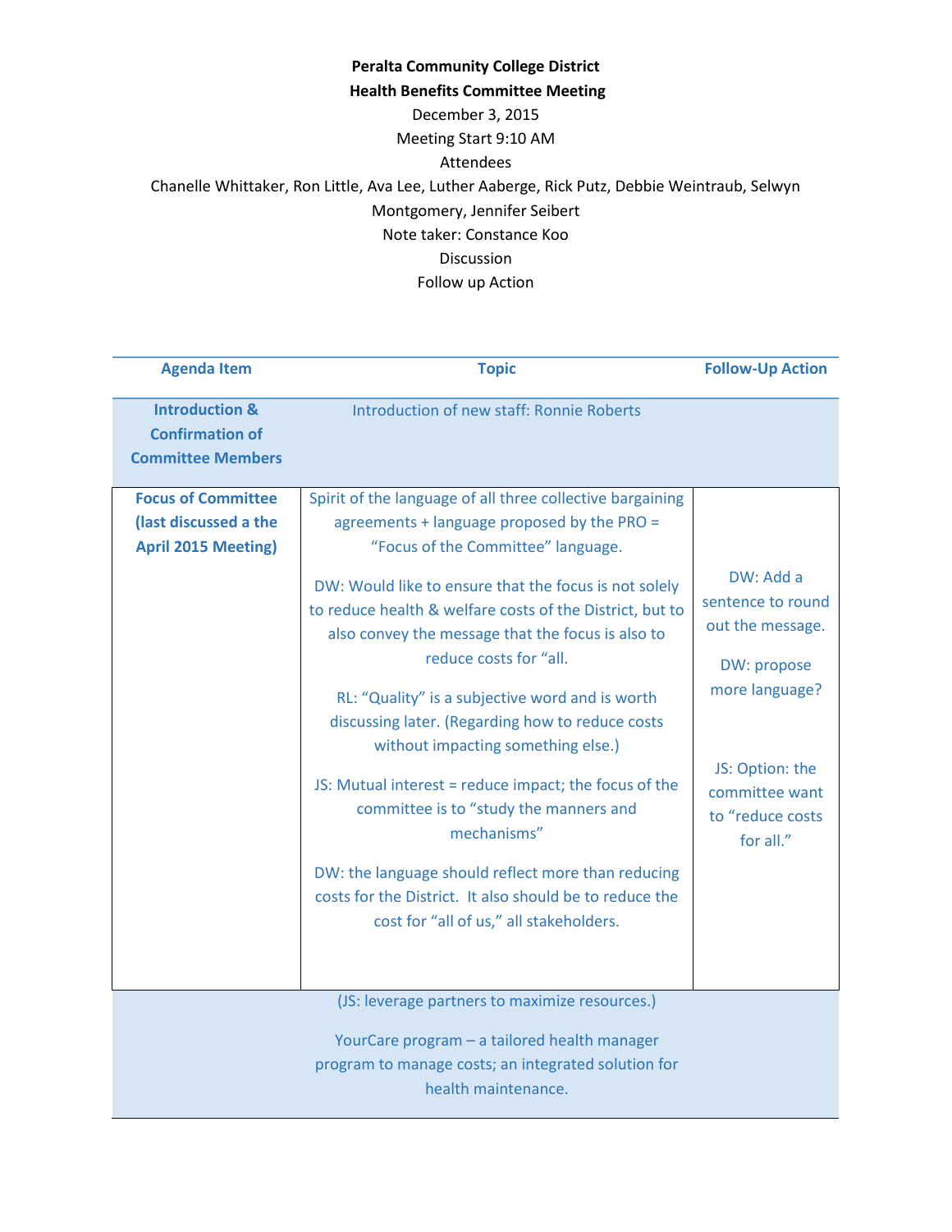**Peralta Community College District**

**Health Benefits Committee Meeting**

December 3, 2015

Meeting Start 9:10 AM

Attendees

Chanelle Whittaker, Ron Little, Ava Lee, Luther Aaberge, Rick Putz, Debbie Weintraub, Selwyn Montgomery, Jennifer Seibert

Note taker: Constance Koo

Discussion

Follow up Action

| Agenda Item | Topic | Follow-Up Action |
|---|---|---|
| **Introduction & Confirmation of Committee Members** | Introduction of new staff: Ronnie Roberts | |
| **Focus of Committee (last discussed a the April 2015 Meeting)** | Spirit of the language of all three collective bargaining agreements + language proposed by the PRO = "Focus of the Committee" language.<br><br>DW: Would like to ensure that the focus is not solely to reduce health & welfare costs of the District, but to also convey the message that the focus is also to reduce costs for "all.<br><br>RL: "Quality" is a subjective word and is worth discussing later. (Regarding how to reduce costs without impacting something else.)<br><br>JS: Mutual interest = reduce impact; the focus of the committee is to "study the manners and mechanisms"<br><br>DW: the language should reflect more than reducing costs for the District. It also should be to reduce the cost for "all of us," all stakeholders. | DW: Add a sentence to round out the message.<br><br>DW: propose more language?<br><br>JS: Option: the committee want to "reduce costs for all." |
| | (JS: leverage partners to maximize resources.)<br><br>YourCare program – a tailored health manager program to manage costs; an integrated solution for health maintenance. | |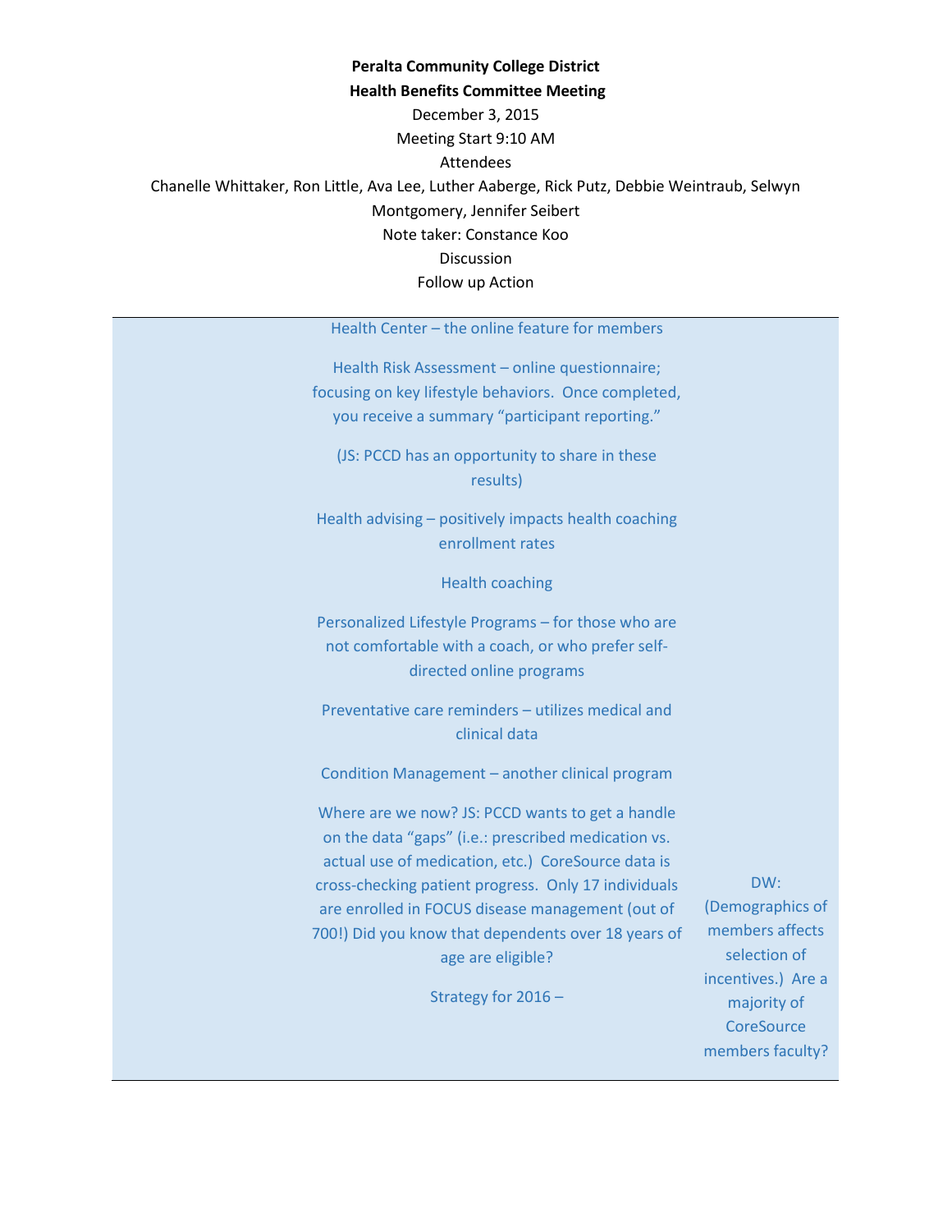**Peralta Community College District**

**Health Benefits Committee Meeting**

December 3, 2015

Meeting Start 9:10 AM

Attendees

Chanelle Whittaker, Ron Little, Ava Lee, Luther Aaberge, Rick Putz, Debbie Weintraub, Selwyn Montgomery, Jennifer Seibert

Note taker: Constance Koo

| Discussion | Follow up Action |
|---|---|
| Health Center – the online feature for members<br><br>Health Risk Assessment – online questionnaire; focusing on key lifestyle behaviors. Once completed, you receive a summary "participant reporting."<br><br>(JS: PCCD has an opportunity to share in these results)<br><br>Health advising – positively impacts health coaching enrollment rates<br><br>Health coaching<br><br>Personalized Lifestyle Programs – for those who are not comfortable with a coach, or who prefer self-directed online programs<br><br>Preventative care reminders – utilizes medical and clinical data<br><br>Condition Management – another clinical program<br><br>Where are we now? JS: PCCD wants to get a handle on the data "gaps" (i.e.: prescribed medication vs. actual use of medication, etc.) CoreSource data is cross-checking patient progress. Only 17 individuals are enrolled in FOCUS disease management (out of 700!) Did you know that dependents over 18 years of age are eligible?<br><br>Strategy for 2016 – | DW: (Demographics of members affects selection of incentives.) Are a majority of CoreSource members faculty? |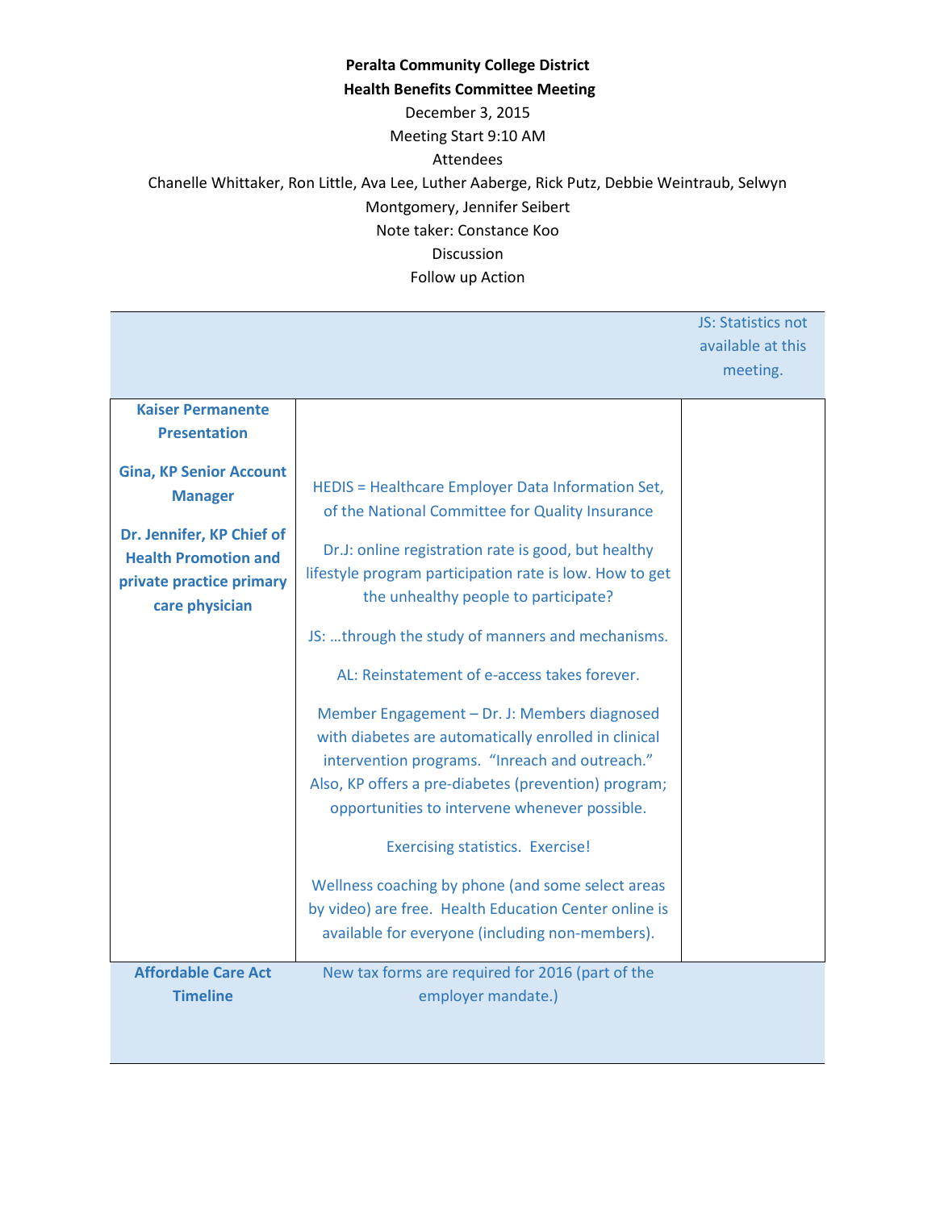**Peralta Community College District**

**Health Benefits Committee Meeting**

December 3, 2015

Meeting Start 9:10 AM

Attendees

Chanelle Whittaker, Ron Little, Ava Lee, Luther Aaberge, Rick Putz, Debbie Weintraub, Selwyn Montgomery, Jennifer Seibert

Note taker: Constance Koo

Discussion

Follow up Action

| | | |
|---|---|---|
| | | JS: Statistics not available at this meeting. |
| **Kaiser Permanente Presentation**<br><br>**Gina, KP Senior Account Manager**<br><br>**Dr. Jennifer, KP Chief of Health Promotion and private practice primary care physician** | HEDIS = Healthcare Employer Data Information Set, of the National Committee for Quality Insurance<br><br>Dr.J: online registration rate is good, but healthy lifestyle program participation rate is low. How to get the unhealthy people to participate?<br><br>JS: …through the study of manners and mechanisms.<br><br>AL: Reinstatement of e-access takes forever.<br><br>Member Engagement – Dr. J: Members diagnosed with diabetes are automatically enrolled in clinical intervention programs. "Inreach and outreach." Also, KP offers a pre-diabetes (prevention) program; opportunities to intervene whenever possible.<br><br>Exercising statistics. Exercise!<br><br>Wellness coaching by phone (and some select areas by video) are free. Health Education Center online is available for everyone (including non-members). | |
| **Affordable Care Act Timeline** | New tax forms are required for 2016 (part of the employer mandate.) | |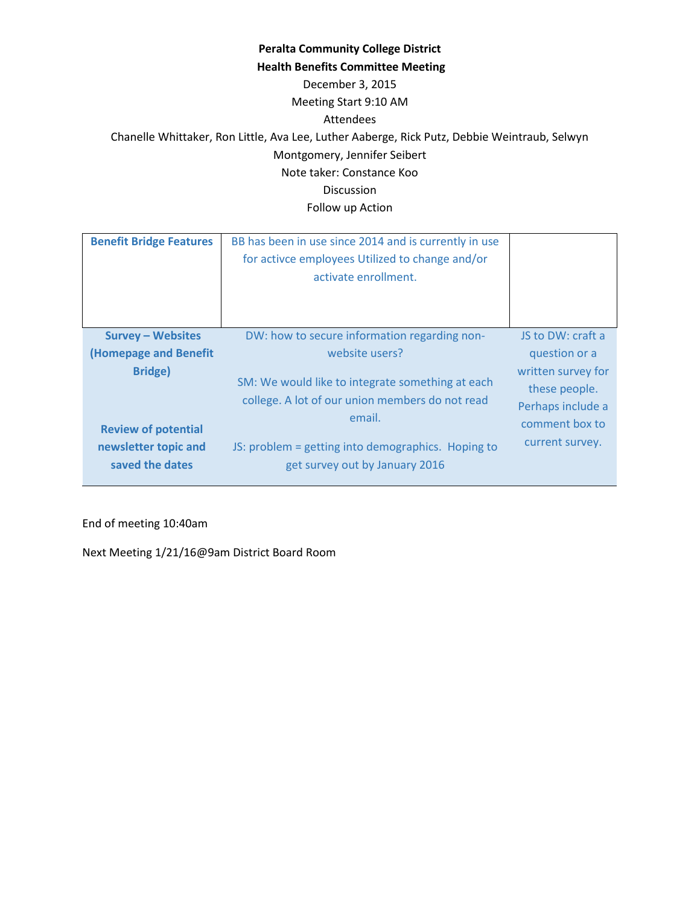**Peralta Community College District**

**Health Benefits Committee Meeting**

December 3, 2015

Meeting Start 9:10 AM

Attendees

Chanelle Whittaker, Ron Little, Ava Lee, Luther Aaberge, Rick Putz, Debbie Weintraub, Selwyn Montgomery, Jennifer Seibert

Note taker: Constance Koo

Discussion

Follow up Action

| | | |
|---|---|---|
| **Benefit Bridge Features** | BB has been in use since 2014 and is currently in use for activce employees Utilized to change and/or activate enrollment. | |
| **Survey – Websites (Homepage and Benefit Bridge)**<br><br>**Review of potential newsletter topic and saved the dates** | DW: how to secure information regarding non-website users?<br><br>SM: We would like to integrate something at each college. A lot of our union members do not read email.<br><br>JS: problem = getting into demographics. Hoping to get survey out by January 2016 | JS to DW: craft a question or a written survey for these people. Perhaps include a comment box to current survey. |

End of meeting 10:40am

Next Meeting 1/21/16@9am District Board Room